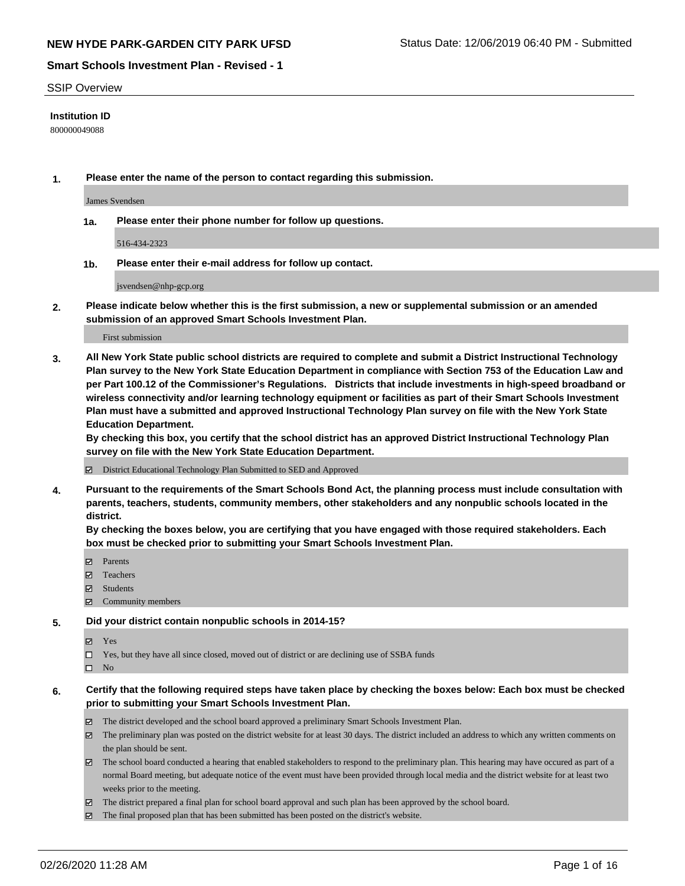**Institution ID**

800000049088

**1. Please enter the name of the person to contact regarding this submission.**

James Svendsen

**1a. Please enter their phone number for follow up questions.**

516-434-2323

**1b. Please enter their e-mail address for follow up contact.**

jsvendsen@nhp-gcp.org

**2. Please indicate below whether this is the first submission, a new or supplemental submission or an amended submission of an approved Smart Schools Investment Plan.**

First submission

**3. All New York State public school districts are required to complete and submit a District Instructional Technology Plan survey to the New York State Education Department in compliance with Section 753 of the Education Law and per Part 100.12 of the Commissioner's Regulations. Districts that include investments in high-speed broadband or wireless connectivity and/or learning technology equipment or facilities as part of their Smart Schools Investment Plan must have a submitted and approved Instructional Technology Plan survey on file with the New York State Education Department.**
**By checking this box, you certify that the school district has an approved District Instructional Technology Plan survey on file with the New York State Education Department.**

☑ District Educational Technology Plan Submitted to SED and Approved

**4. Pursuant to the requirements of the Smart Schools Bond Act, the planning process must include consultation with parents, teachers, students, community members, other stakeholders and any nonpublic schools located in the district.**
**By checking the boxes below, you are certifying that you have engaged with those required stakeholders. Each box must be checked prior to submitting your Smart Schools Investment Plan.**

☑ Parents
☑ Teachers
☑ Students
☑ Community members

**5. Did your district contain nonpublic schools in 2014-15?**

☑ Yes
☐ Yes, but they have all since closed, moved out of district or are declining use of SSBA funds
☐ No

**6. Certify that the following required steps have taken place by checking the boxes below: Each box must be checked prior to submitting your Smart Schools Investment Plan.**

☑ The district developed and the school board approved a preliminary Smart Schools Investment Plan.
☑ The preliminary plan was posted on the district website for at least 30 days. The district included an address to which any written comments on the plan should be sent.
☑ The school board conducted a hearing that enabled stakeholders to respond to the preliminary plan. This hearing may have occured as part of a normal Board meeting, but adequate notice of the event must have been provided through local media and the district website for at least two weeks prior to the meeting.
☑ The district prepared a final plan for school board approval and such plan has been approved by the school board.
☑ The final proposed plan that has been submitted has been posted on the district's website.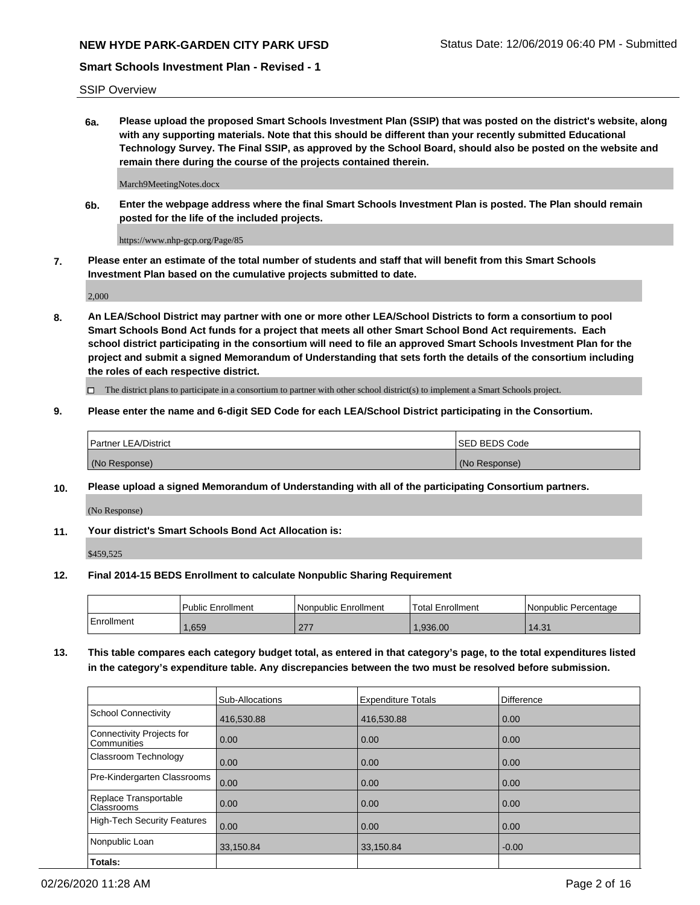SSIP Overview

**6a. Please upload the proposed Smart Schools Investment Plan (SSIP) that was posted on the district's website, along with any supporting materials. Note that this should be different than your recently submitted Educational Technology Survey. The Final SSIP, as approved by the School Board, should also be posted on the website and remain there during the course of the projects contained therein.**

March9MeetingNotes.docx

**6b. Enter the webpage address where the final Smart Schools Investment Plan is posted. The Plan should remain posted for the life of the included projects.**

https://www.nhp-gcp.org/Page/85

**7. Please enter an estimate of the total number of students and staff that will benefit from this Smart Schools Investment Plan based on the cumulative projects submitted to date.**

2,000

**8. An LEA/School District may partner with one or more other LEA/School Districts to form a consortium to pool Smart Schools Bond Act funds for a project that meets all other Smart School Bond Act requirements. Each school district participating in the consortium will need to file an approved Smart Schools Investment Plan for the project and submit a signed Memorandum of Understanding that sets forth the details of the consortium including the roles of each respective district.**

☐ The district plans to participate in a consortium to partner with other school district(s) to implement a Smart Schools project.

**9. Please enter the name and 6-digit SED Code for each LEA/School District participating in the Consortium.**

| Partner LEA/District | SED BEDS Code |
|---|---|
| (No Response) | (No Response) |

**10. Please upload a signed Memorandum of Understanding with all of the participating Consortium partners.**

(No Response)

**11. Your district's Smart Schools Bond Act Allocation is:**

$459,525

**12. Final 2014-15 BEDS Enrollment to calculate Nonpublic Sharing Requirement**

| | Public Enrollment | Nonpublic Enrollment | Total Enrollment | Nonpublic Percentage |
|---|---|---|---|---|
| Enrollment | 1,659 | 277 | 1,936.00 | 14.31 |

**13. This table compares each category budget total, as entered in that category's page, to the total expenditures listed in the category's expenditure table. Any discrepancies between the two must be resolved before submission.**

| | Sub-Allocations | Expenditure Totals | Difference |
|---|---|---|---|
| School Connectivity | 416,530.88 | 416,530.88 | 0.00 |
| Connectivity Projects for Communities | 0.00 | 0.00 | 0.00 |
| Classroom Technology | 0.00 | 0.00 | 0.00 |
| Pre-Kindergarten Classrooms | 0.00 | 0.00 | 0.00 |
| Replace Transportable Classrooms | 0.00 | 0.00 | 0.00 |
| High-Tech Security Features | 0.00 | 0.00 | 0.00 |
| Nonpublic Loan | 33,150.84 | 33,150.84 | -0.00 |
| **Totals:** | | | |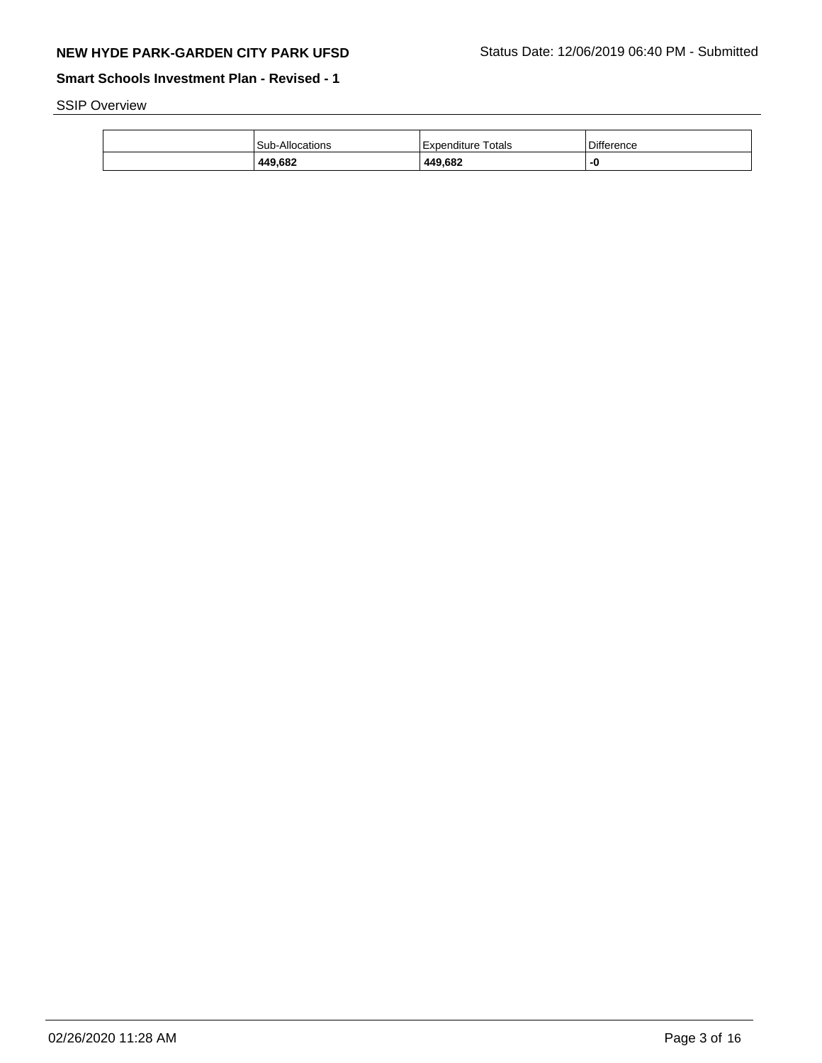SSIP Overview

| | Sub-Allocations | Expenditure Totals | Difference |
|---|---|---|---|
| | **449,682** | **449,682** | **-0** |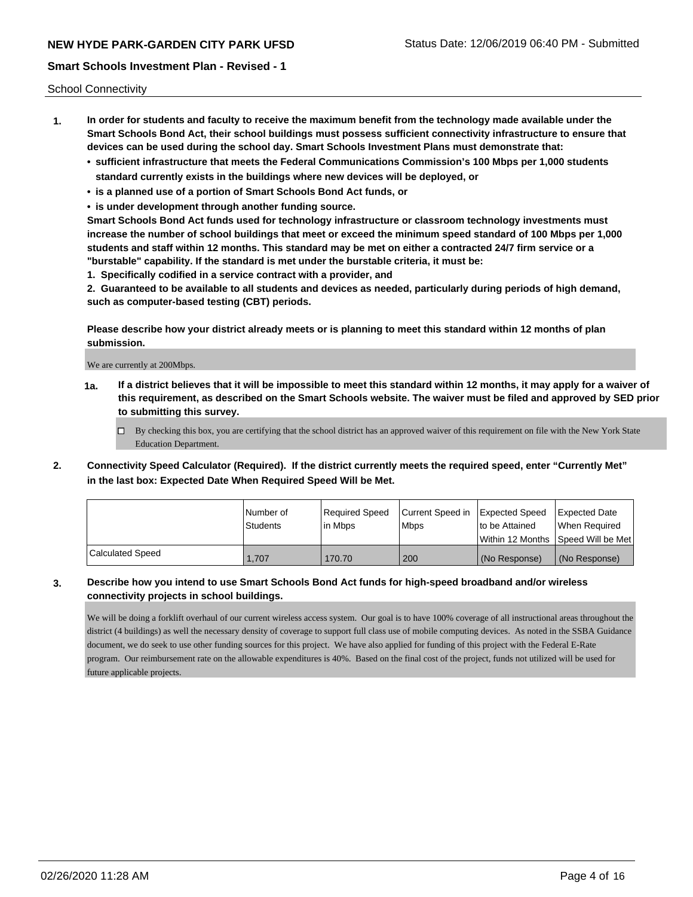School Connectivity

1. **In order for students and faculty to receive the maximum benefit from the technology made available under the Smart Schools Bond Act, their school buildings must possess sufficient connectivity infrastructure to ensure that devices can be used during the school day. Smart Schools Investment Plans must demonstrate that:**
   - **sufficient infrastructure that meets the Federal Communications Commission's 100 Mbps per 1,000 students standard currently exists in the buildings where new devices will be deployed, or**
   - **is a planned use of a portion of Smart Schools Bond Act funds, or**
   - **is under development through another funding source.**

   **Smart Schools Bond Act funds used for technology infrastructure or classroom technology investments must increase the number of school buildings that meet or exceed the minimum speed standard of 100 Mbps per 1,000 students and staff within 12 months. This standard may be met on either a contracted 24/7 firm service or a "burstable" capability. If the standard is met under the burstable criteria, it must be:**

   **1. Specifically codified in a service contract with a provider, and**

   **2. Guaranteed to be available to all students and devices as needed, particularly during periods of high demand, such as computer-based testing (CBT) periods.**

   **Please describe how your district already meets or is planning to meet this standard within 12 months of plan submission.**

   We are currently at 200Mbps.

   **1a. If a district believes that it will be impossible to meet this standard within 12 months, it may apply for a waiver of this requirement, as described on the Smart Schools website. The waiver must be filed and approved by SED prior to submitting this survey.**

   ☐ By checking this box, you are certifying that the school district has an approved waiver of this requirement on file with the New York State Education Department.

2. **Connectivity Speed Calculator (Required). If the district currently meets the required speed, enter "Currently Met" in the last box: Expected Date When Required Speed Will be Met.**

|  | Number of Students | Required Speed in Mbps | Current Speed in Mbps | Expected Speed to be Attained Within 12 Months | Expected Date When Required Speed Will be Met |
|---|---|---|---|---|---|
| Calculated Speed | 1,707 | 170.70 | 200 | (No Response) | (No Response) |

3. **Describe how you intend to use Smart Schools Bond Act funds for high-speed broadband and/or wireless connectivity projects in school buildings.**

   We will be doing a forklift overhaul of our current wireless access system. Our goal is to have 100% coverage of all instructional areas throughout the district (4 buildings) as well the necessary density of coverage to support full class use of mobile computing devices. As noted in the SSBA Guidance document, we do seek to use other funding sources for this project. We have also applied for funding of this project with the Federal E-Rate program. Our reimbursement rate on the allowable expenditures is 40%. Based on the final cost of the project, funds not utilized will be used for future applicable projects.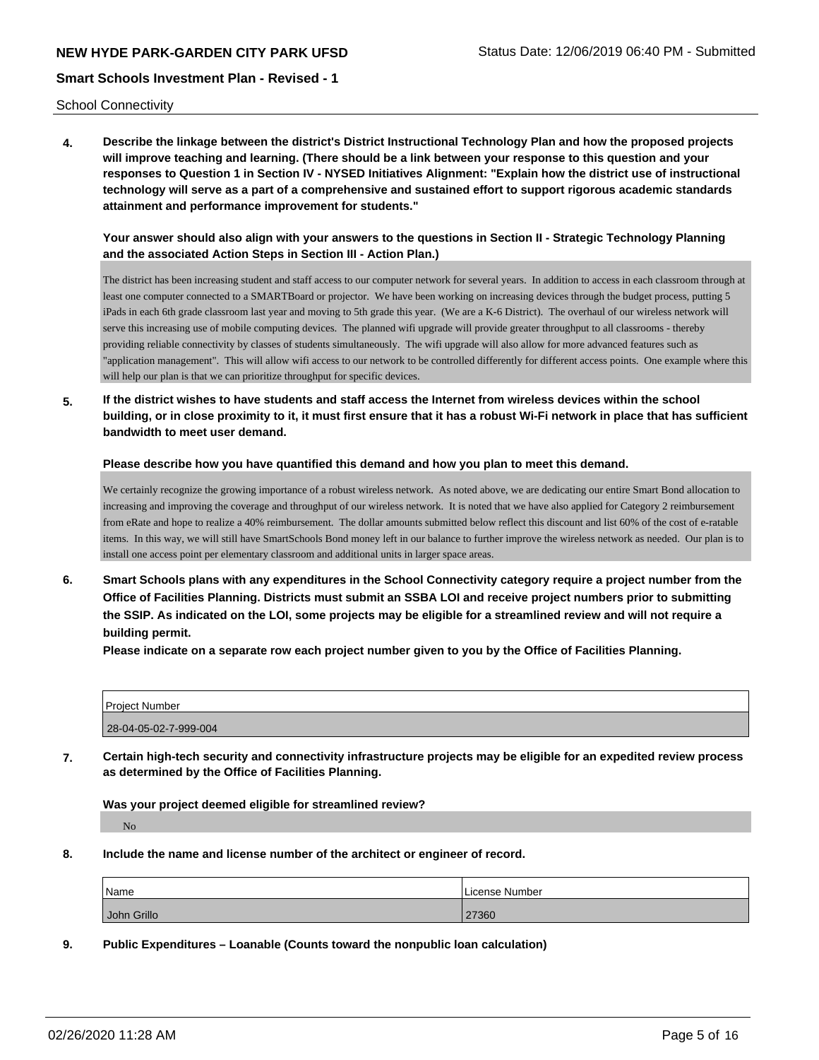School Connectivity

**4. Describe the linkage between the district's District Instructional Technology Plan and how the proposed projects will improve teaching and learning. (There should be a link between your response to this question and your responses to Question 1 in Section IV - NYSED Initiatives Alignment: "Explain how the district use of instructional technology will serve as a part of a comprehensive and sustained effort to support rigorous academic standards attainment and performance improvement for students."**

**Your answer should also align with your answers to the questions in Section II - Strategic Technology Planning and the associated Action Steps in Section III - Action Plan.)**

The district has been increasing student and staff access to our computer network for several years. In addition to access in each classroom through at least one computer connected to a SMARTBoard or projector. We have been working on increasing devices through the budget process, putting 5 iPads in each 6th grade classroom last year and moving to 5th grade this year. (We are a K-6 District). The overhaul of our wireless network will serve this increasing use of mobile computing devices. The planned wifi upgrade will provide greater throughput to all classrooms - thereby providing reliable connectivity by classes of students simultaneously. The wifi upgrade will also allow for more advanced features such as "application management". This will allow wifi access to our network to be controlled differently for different access points. One example where this will help our plan is that we can prioritize throughput for specific devices.

**5. If the district wishes to have students and staff access the Internet from wireless devices within the school building, or in close proximity to it, it must first ensure that it has a robust Wi-Fi network in place that has sufficient bandwidth to meet user demand.**

**Please describe how you have quantified this demand and how you plan to meet this demand.**

We certainly recognize the growing importance of a robust wireless network. As noted above, we are dedicating our entire Smart Bond allocation to increasing and improving the coverage and throughput of our wireless network. It is noted that we have also applied for Category 2 reimbursement from eRate and hope to realize a 40% reimbursement. The dollar amounts submitted below reflect this discount and list 60% of the cost of e-ratable items. In this way, we will still have SmartSchools Bond money left in our balance to further improve the wireless network as needed. Our plan is to install one access point per elementary classroom and additional units in larger space areas.

**6. Smart Schools plans with any expenditures in the School Connectivity category require a project number from the Office of Facilities Planning. Districts must submit an SSBA LOI and receive project numbers prior to submitting the SSIP. As indicated on the LOI, some projects may be eligible for a streamlined review and will not require a building permit.**

**Please indicate on a separate row each project number given to you by the Office of Facilities Planning.**

| Project Number |
| --- |
| 28-04-05-02-7-999-004 |

**7. Certain high-tech security and connectivity infrastructure projects may be eligible for an expedited review process as determined by the Office of Facilities Planning.**

**Was your project deemed eligible for streamlined review?**

No

**8. Include the name and license number of the architect or engineer of record.**

| Name | License Number |
| --- | --- |
| John Grillo | 27360 |

**9. Public Expenditures – Loanable (Counts toward the nonpublic loan calculation)**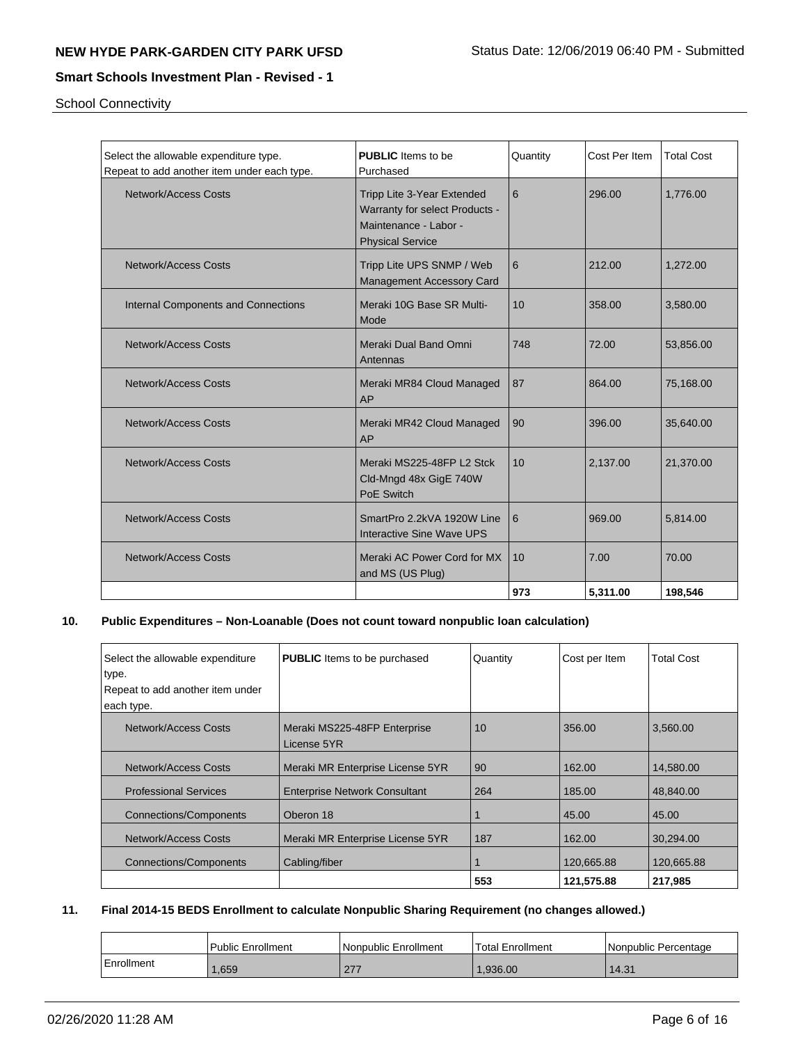School Connectivity

| Select the allowable expenditure type. Repeat to add another item under each type. | **PUBLIC** Items to be Purchased | Quantity | Cost Per Item | Total Cost |
|---|---|---|---|---|
| Network/Access Costs | Tripp Lite 3-Year Extended Warranty for select Products - Maintenance - Labor - Physical Service | 6 | 296.00 | 1,776.00 |
| Network/Access Costs | Tripp Lite UPS SNMP / Web Management Accessory Card | 6 | 212.00 | 1,272.00 |
| Internal Components and Connections | Meraki 10G Base SR Multi-Mode | 10 | 358.00 | 3,580.00 |
| Network/Access Costs | Meraki Dual Band Omni Antennas | 748 | 72.00 | 53,856.00 |
| Network/Access Costs | Meraki MR84 Cloud Managed AP | 87 | 864.00 | 75,168.00 |
| Network/Access Costs | Meraki MR42 Cloud Managed AP | 90 | 396.00 | 35,640.00 |
| Network/Access Costs | Meraki MS225-48FP L2 Stck Cld-Mngd 48x GigE 740W PoE Switch | 10 | 2,137.00 | 21,370.00 |
| Network/Access Costs | SmartPro 2.2kVA 1920W Line Interactive Sine Wave UPS | 6 | 969.00 | 5,814.00 |
| Network/Access Costs | Meraki AC Power Cord for MX and MS (US Plug) | 10 | 7.00 | 70.00 |
| | | **973** | **5,311.00** | **198,546** |

## 10. Public Expenditures – Non-Loanable (Does not count toward nonpublic loan calculation)

| Select the allowable expenditure type. Repeat to add another item under each type. | **PUBLIC** Items to be purchased | Quantity | Cost per Item | Total Cost |
|---|---|---|---|---|
| Network/Access Costs | Meraki MS225-48FP Enterprise License 5YR | 10 | 356.00 | 3,560.00 |
| Network/Access Costs | Meraki MR Enterprise License 5YR | 90 | 162.00 | 14,580.00 |
| Professional Services | Enterprise Network Consultant | 264 | 185.00 | 48,840.00 |
| Connections/Components | Oberon 18 | 1 | 45.00 | 45.00 |
| Network/Access Costs | Meraki MR Enterprise License 5YR | 187 | 162.00 | 30,294.00 |
| Connections/Components | Cabling/fiber | 1 | 120,665.88 | 120,665.88 |
| | | **553** | **121,575.88** | **217,985** |

## 11. Final 2014-15 BEDS Enrollment to calculate Nonpublic Sharing Requirement (no changes allowed.)

| | Public Enrollment | Nonpublic Enrollment | Total Enrollment | Nonpublic Percentage |
|---|---|---|---|---|
| Enrollment | 1,659 | 277 | 1,936.00 | 14.31 |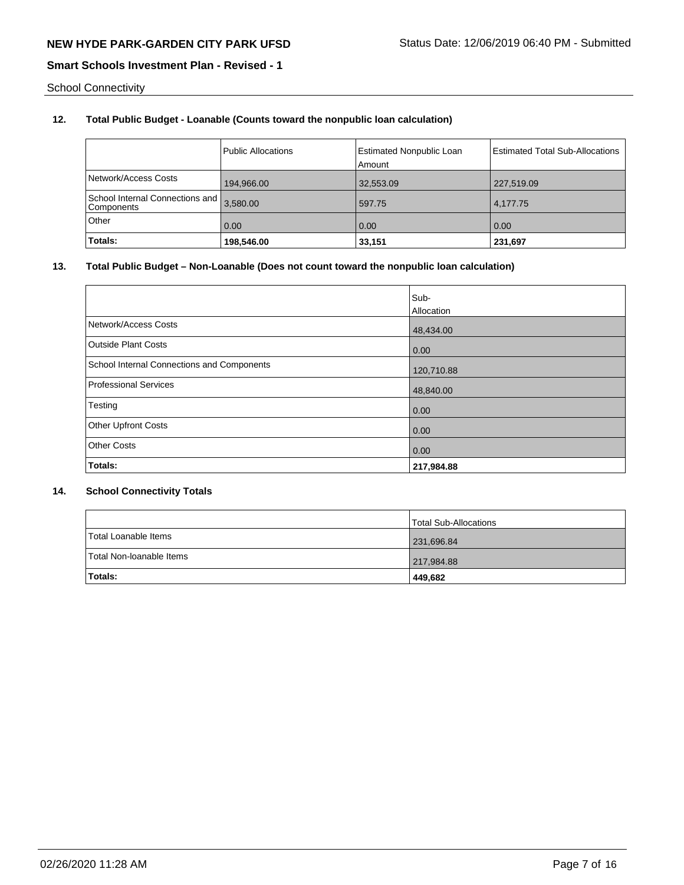School Connectivity

## 12. Total Public Budget - Loanable (Counts toward the nonpublic loan calculation)

| | Public Allocations | Estimated Nonpublic Loan Amount | Estimated Total Sub-Allocations |
|---|---|---|---|
| Network/Access Costs | 194,966.00 | 32,553.09 | 227,519.09 |
| School Internal Connections and Components | 3,580.00 | 597.75 | 4,177.75 |
| Other | 0.00 | 0.00 | 0.00 |
| **Totals:** | **198,546.00** | **33,151** | **231,697** |

## 13. Total Public Budget – Non-Loanable (Does not count toward the nonpublic loan calculation)

| | Sub-Allocation |
|---|---|
| Network/Access Costs | 48,434.00 |
| Outside Plant Costs | 0.00 |
| School Internal Connections and Components | 120,710.88 |
| Professional Services | 48,840.00 |
| Testing | 0.00 |
| Other Upfront Costs | 0.00 |
| Other Costs | 0.00 |
| **Totals:** | **217,984.88** |

## 14. School Connectivity Totals

| | Total Sub-Allocations |
|---|---|
| Total Loanable Items | 231,696.84 |
| Total Non-loanable Items | 217,984.88 |
| **Totals:** | **449,682** |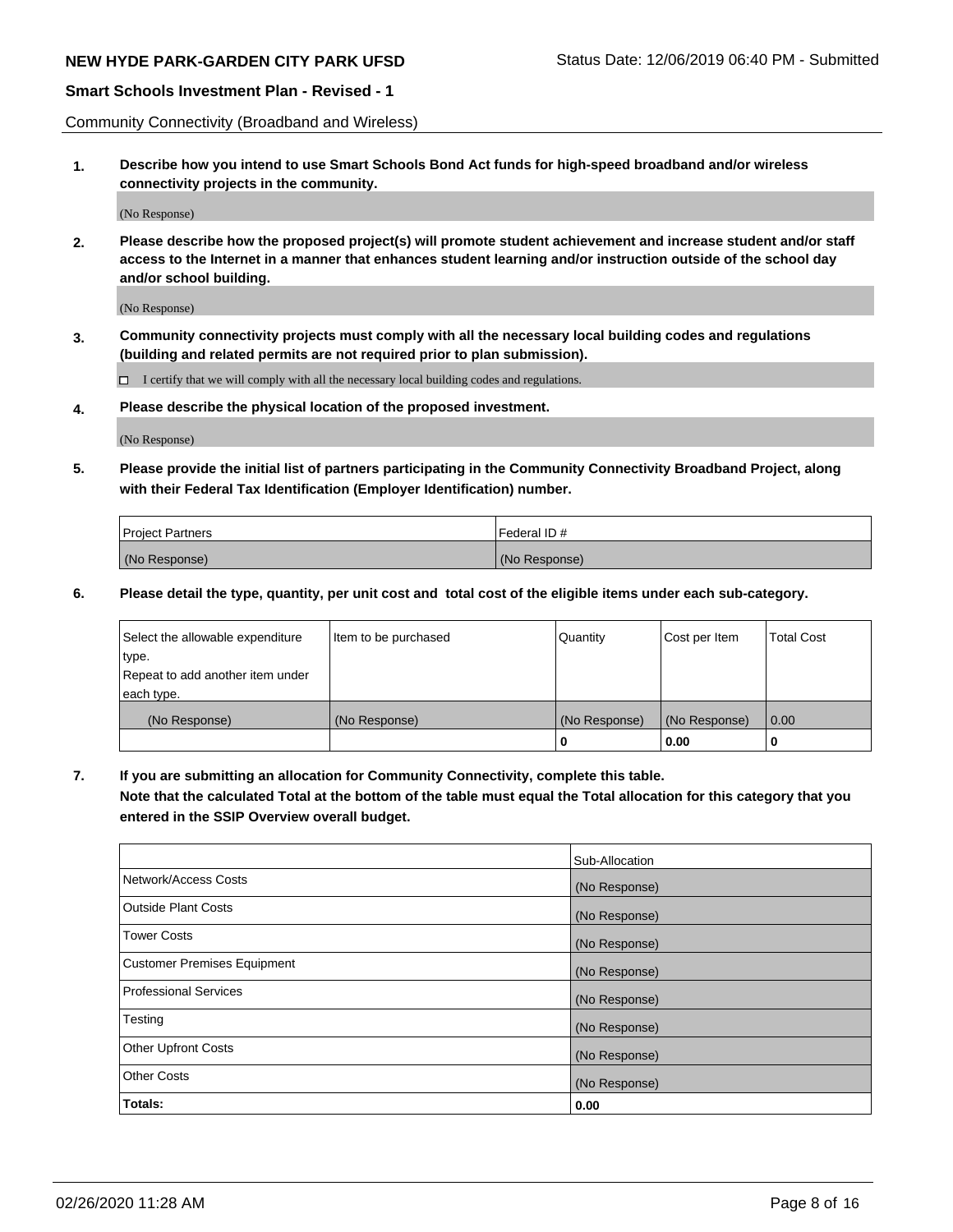Community Connectivity (Broadband and Wireless)

**1. Describe how you intend to use Smart Schools Bond Act funds for high-speed broadband and/or wireless connectivity projects in the community.**

(No Response)

**2. Please describe how the proposed project(s) will promote student achievement and increase student and/or staff access to the Internet in a manner that enhances student learning and/or instruction outside of the school day and/or school building.**

(No Response)

**3. Community connectivity projects must comply with all the necessary local building codes and regulations (building and related permits are not required prior to plan submission).**

☐ I certify that we will comply with all the necessary local building codes and regulations.

**4. Please describe the physical location of the proposed investment.**

(No Response)

**5. Please provide the initial list of partners participating in the Community Connectivity Broadband Project, along with their Federal Tax Identification (Employer Identification) number.**

| Project Partners | Federal ID # |
|---|---|
| (No Response) | (No Response) |

**6. Please detail the type, quantity, per unit cost and total cost of the eligible items under each sub-category.**

| Select the allowable expenditure type. Repeat to add another item under each type. | Item to be purchased | Quantity | Cost per Item | Total Cost |
|---|---|---|---|---|
| (No Response) | (No Response) | (No Response) | (No Response) | 0.00 |
| | | 0 | 0.00 | 0 |

**7. If you are submitting an allocation for Community Connectivity, complete this table. Note that the calculated Total at the bottom of the table must equal the Total allocation for this category that you entered in the SSIP Overview overall budget.**

| | Sub-Allocation |
|---|---|
| Network/Access Costs | (No Response) |
| Outside Plant Costs | (No Response) |
| Tower Costs | (No Response) |
| Customer Premises Equipment | (No Response) |
| Professional Services | (No Response) |
| Testing | (No Response) |
| Other Upfront Costs | (No Response) |
| Other Costs | (No Response) |
| **Totals:** | **0.00** |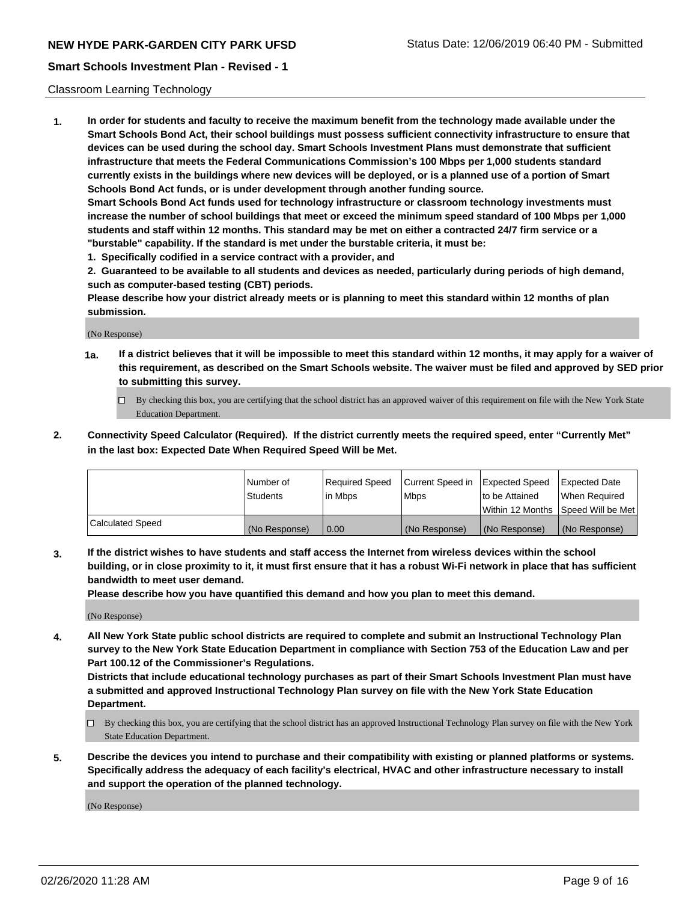Classroom Learning Technology

1. **In order for students and faculty to receive the maximum benefit from the technology made available under the Smart Schools Bond Act, their school buildings must possess sufficient connectivity infrastructure to ensure that devices can be used during the school day. Smart Schools Investment Plans must demonstrate that sufficient infrastructure that meets the Federal Communications Commission's 100 Mbps per 1,000 students standard currently exists in the buildings where new devices will be deployed, or is a planned use of a portion of Smart Schools Bond Act funds, or is under development through another funding source.**
**Smart Schools Bond Act funds used for technology infrastructure or classroom technology investments must increase the number of school buildings that meet or exceed the minimum speed standard of 100 Mbps per 1,000 students and staff within 12 months. This standard may be met on either a contracted 24/7 firm service or a "burstable" capability. If the standard is met under the burstable criteria, it must be:**
**1. Specifically codified in a service contract with a provider, and**
**2. Guaranteed to be available to all students and devices as needed, particularly during periods of high demand, such as computer-based testing (CBT) periods.**
**Please describe how your district already meets or is planning to meet this standard within 12 months of plan submission.**

(No Response)

**1a.** **If a district believes that it will be impossible to meet this standard within 12 months, it may apply for a waiver of this requirement, as described on the Smart Schools website. The waiver must be filed and approved by SED prior to submitting this survey.**

- ☐ By checking this box, you are certifying that the school district has an approved waiver of this requirement on file with the New York State Education Department.

2. **Connectivity Speed Calculator (Required). If the district currently meets the required speed, enter "Currently Met" in the last box: Expected Date When Required Speed Will be Met.**

| | Number of Students | Required Speed in Mbps | Current Speed in Mbps | Expected Speed to be Attained Within 12 Months | Expected Date When Required Speed Will be Met |
|---|---|---|---|---|---|
| Calculated Speed | (No Response) | 0.00 | (No Response) | (No Response) | (No Response) |

3. **If the district wishes to have students and staff access the Internet from wireless devices within the school building, or in close proximity to it, it must first ensure that it has a robust Wi-Fi network in place that has sufficient bandwidth to meet user demand.**
**Please describe how you have quantified this demand and how you plan to meet this demand.**

(No Response)

4. **All New York State public school districts are required to complete and submit an Instructional Technology Plan survey to the New York State Education Department in compliance with Section 753 of the Education Law and per Part 100.12 of the Commissioner's Regulations.**
**Districts that include educational technology purchases as part of their Smart Schools Investment Plan must have a submitted and approved Instructional Technology Plan survey on file with the New York State Education Department.**

- ☐ By checking this box, you are certifying that the school district has an approved Instructional Technology Plan survey on file with the New York State Education Department.

5. **Describe the devices you intend to purchase and their compatibility with existing or planned platforms or systems. Specifically address the adequacy of each facility's electrical, HVAC and other infrastructure necessary to install and support the operation of the planned technology.**

(No Response)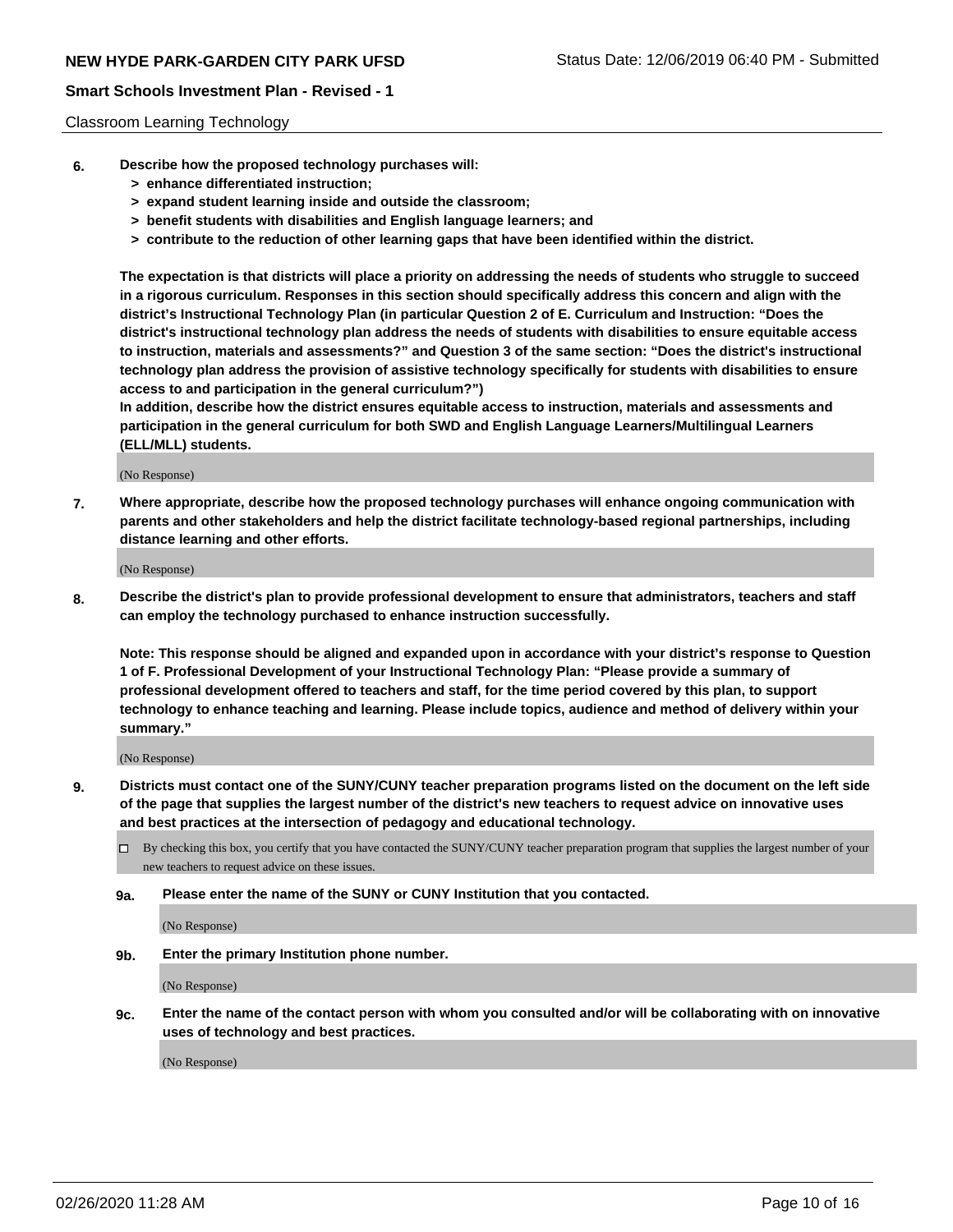Classroom Learning Technology

6. **Describe how the proposed technology purchases will:**
   - **> enhance differentiated instruction;**
   - **> expand student learning inside and outside the classroom;**
   - **> benefit students with disabilities and English language learners; and**
   - **> contribute to the reduction of other learning gaps that have been identified within the district.**

   **The expectation is that districts will place a priority on addressing the needs of students who struggle to succeed in a rigorous curriculum. Responses in this section should specifically address this concern and align with the district's Instructional Technology Plan (in particular Question 2 of E. Curriculum and Instruction: "Does the district's instructional technology plan address the needs of students with disabilities to ensure equitable access to instruction, materials and assessments?" and Question 3 of the same section: "Does the district's instructional technology plan address the provision of assistive technology specifically for students with disabilities to ensure access to and participation in the general curriculum?")**

   **In addition, describe how the district ensures equitable access to instruction, materials and assessments and participation in the general curriculum for both SWD and English Language Learners/Multilingual Learners (ELL/MLL) students.**

   (No Response)

7. **Where appropriate, describe how the proposed technology purchases will enhance ongoing communication with parents and other stakeholders and help the district facilitate technology-based regional partnerships, including distance learning and other efforts.**

   (No Response)

8. **Describe the district's plan to provide professional development to ensure that administrators, teachers and staff can employ the technology purchased to enhance instruction successfully.**

   **Note: This response should be aligned and expanded upon in accordance with your district's response to Question 1 of F. Professional Development of your Instructional Technology Plan: "Please provide a summary of professional development offered to teachers and staff, for the time period covered by this plan, to support technology to enhance teaching and learning. Please include topics, audience and method of delivery within your summary."**

   (No Response)

9. **Districts must contact one of the SUNY/CUNY teacher preparation programs listed on the document on the left side of the page that supplies the largest number of the district's new teachers to request advice on innovative uses and best practices at the intersection of pedagogy and educational technology.**

   ☐ By checking this box, you certify that you have contacted the SUNY/CUNY teacher preparation program that supplies the largest number of your new teachers to request advice on these issues.

   **9a. Please enter the name of the SUNY or CUNY Institution that you contacted.**

   (No Response)

   **9b. Enter the primary Institution phone number.**

   (No Response)

   **9c. Enter the name of the contact person with whom you consulted and/or will be collaborating with on innovative uses of technology and best practices.**

   (No Response)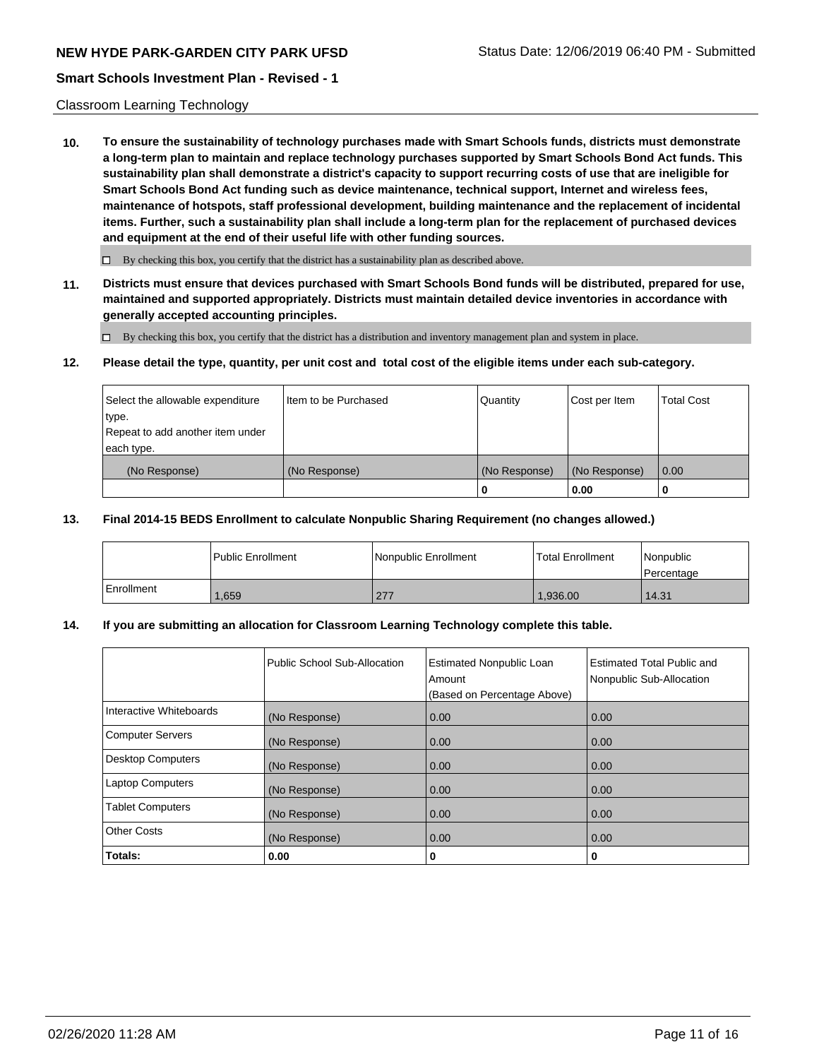Classroom Learning Technology

**10. To ensure the sustainability of technology purchases made with Smart Schools funds, districts must demonstrate a long-term plan to maintain and replace technology purchases supported by Smart Schools Bond Act funds. This sustainability plan shall demonstrate a district's capacity to support recurring costs of use that are ineligible for Smart Schools Bond Act funding such as device maintenance, technical support, Internet and wireless fees, maintenance of hotspots, staff professional development, building maintenance and the replacement of incidental items. Further, such a sustainability plan shall include a long-term plan for the replacement of purchased devices and equipment at the end of their useful life with other funding sources.**

☐ By checking this box, you certify that the district has a sustainability plan as described above.

**11. Districts must ensure that devices purchased with Smart Schools Bond funds will be distributed, prepared for use, maintained and supported appropriately. Districts must maintain detailed device inventories in accordance with generally accepted accounting principles.**

☐ By checking this box, you certify that the district has a distribution and inventory management plan and system in place.

**12. Please detail the type, quantity, per unit cost and total cost of the eligible items under each sub-category.**

| Select the allowable expenditure type. Repeat to add another item under each type. | Item to be Purchased | Quantity | Cost per Item | Total Cost |
|---|---|---|---|---|
| (No Response) | (No Response) | (No Response) | (No Response) | 0.00 |
| | | **0** | **0.00** | **0** |

**13. Final 2014-15 BEDS Enrollment to calculate Nonpublic Sharing Requirement (no changes allowed.)**

| | Public Enrollment | Nonpublic Enrollment | Total Enrollment | Nonpublic Percentage |
|---|---|---|---|---|
| Enrollment | 1,659 | 277 | 1,936.00 | 14.31 |

**14. If you are submitting an allocation for Classroom Learning Technology complete this table.**

| | Public School Sub-Allocation | Estimated Nonpublic Loan Amount (Based on Percentage Above) | Estimated Total Public and Nonpublic Sub-Allocation |
|---|---|---|---|
| Interactive Whiteboards | (No Response) | 0.00 | 0.00 |
| Computer Servers | (No Response) | 0.00 | 0.00 |
| Desktop Computers | (No Response) | 0.00 | 0.00 |
| Laptop Computers | (No Response) | 0.00 | 0.00 |
| Tablet Computers | (No Response) | 0.00 | 0.00 |
| Other Costs | (No Response) | 0.00 | 0.00 |
| **Totals:** | **0.00** | **0** | **0** |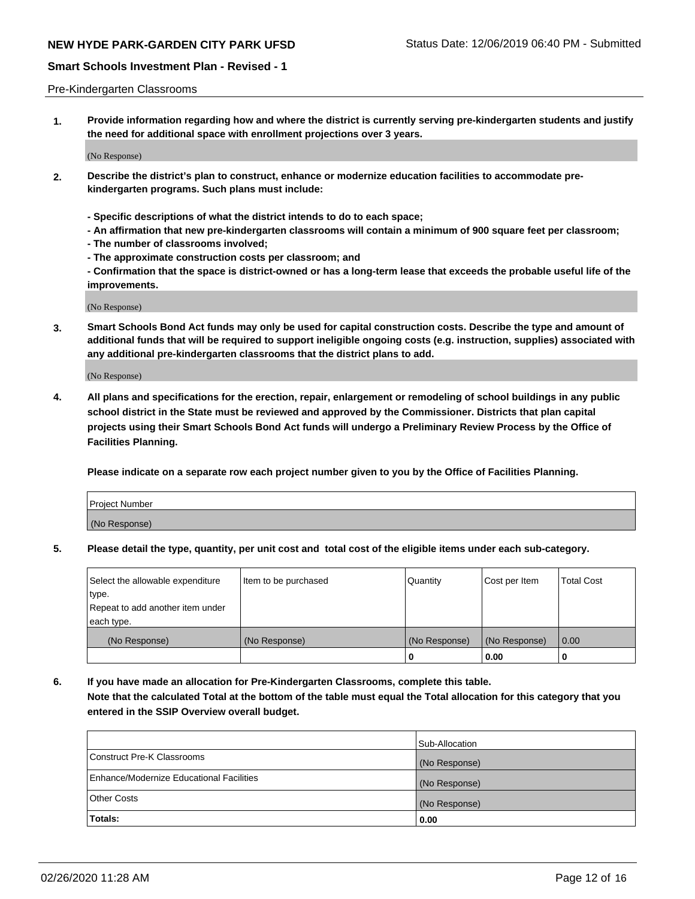Pre-Kindergarten Classrooms

**1. Provide information regarding how and where the district is currently serving pre-kindergarten students and justify the need for additional space with enrollment projections over 3 years.**

(No Response)

**2. Describe the district's plan to construct, enhance or modernize education facilities to accommodate pre-kindergarten programs. Such plans must include:**

**- Specific descriptions of what the district intends to do to each space;**
**- An affirmation that new pre-kindergarten classrooms will contain a minimum of 900 square feet per classroom;**
**- The number of classrooms involved;**
**- The approximate construction costs per classroom; and**
**- Confirmation that the space is district-owned or has a long-term lease that exceeds the probable useful life of the improvements.**

(No Response)

**3. Smart Schools Bond Act funds may only be used for capital construction costs. Describe the type and amount of additional funds that will be required to support ineligible ongoing costs (e.g. instruction, supplies) associated with any additional pre-kindergarten classrooms that the district plans to add.**

(No Response)

**4. All plans and specifications for the erection, repair, enlargement or remodeling of school buildings in any public school district in the State must be reviewed and approved by the Commissioner. Districts that plan capital projects using their Smart Schools Bond Act funds will undergo a Preliminary Review Process by the Office of Facilities Planning.**

**Please indicate on a separate row each project number given to you by the Office of Facilities Planning.**

| Project Number |
|---|
| (No Response) |

**5. Please detail the type, quantity, per unit cost and total cost of the eligible items under each sub-category.**

| Select the allowable expenditure type. Repeat to add another item under each type. | Item to be purchased | Quantity | Cost per Item | Total Cost |
|---|---|---|---|---|
| (No Response) | (No Response) | (No Response) | (No Response) | 0.00 |
| | | 0 | 0.00 | 0 |

**6. If you have made an allocation for Pre-Kindergarten Classrooms, complete this table. Note that the calculated Total at the bottom of the table must equal the Total allocation for this category that you entered in the SSIP Overview overall budget.**

| | Sub-Allocation |
|---|---|
| Construct Pre-K Classrooms | (No Response) |
| Enhance/Modernize Educational Facilities | (No Response) |
| Other Costs | (No Response) |
| **Totals:** | **0.00** |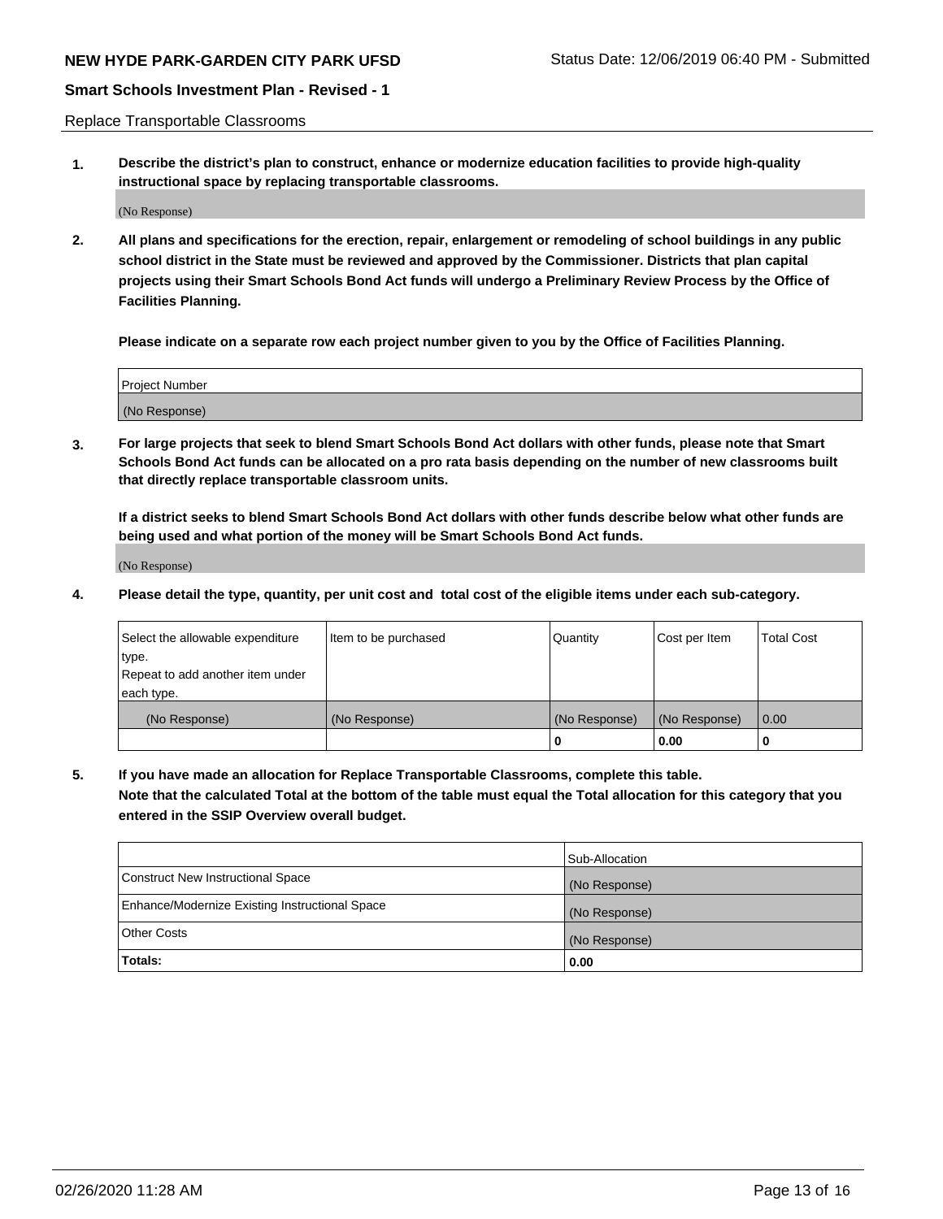Replace Transportable Classrooms

**1. Describe the district's plan to construct, enhance or modernize education facilities to provide high-quality instructional space by replacing transportable classrooms.**

(No Response)

**2. All plans and specifications for the erection, repair, enlargement or remodeling of school buildings in any public school district in the State must be reviewed and approved by the Commissioner. Districts that plan capital projects using their Smart Schools Bond Act funds will undergo a Preliminary Review Process by the Office of Facilities Planning.**

**Please indicate on a separate row each project number given to you by the Office of Facilities Planning.**

| Project Number |
| --- |
| (No Response) |

**3. For large projects that seek to blend Smart Schools Bond Act dollars with other funds, please note that Smart Schools Bond Act funds can be allocated on a pro rata basis depending on the number of new classrooms built that directly replace transportable classroom units.**

**If a district seeks to blend Smart Schools Bond Act dollars with other funds describe below what other funds are being used and what portion of the money will be Smart Schools Bond Act funds.**

(No Response)

**4. Please detail the type, quantity, per unit cost and total cost of the eligible items under each sub-category.**

| Select the allowable expenditure type. Repeat to add another item under each type. | Item to be purchased | Quantity | Cost per Item | Total Cost |
| --- | --- | --- | --- | --- |
| (No Response) | (No Response) | (No Response) | (No Response) | 0.00 |
| | | 0 | 0.00 | 0 |

**5. If you have made an allocation for Replace Transportable Classrooms, complete this table. Note that the calculated Total at the bottom of the table must equal the Total allocation for this category that you entered in the SSIP Overview overall budget.**

| | Sub-Allocation |
| --- | --- |
| Construct New Instructional Space | (No Response) |
| Enhance/Modernize Existing Instructional Space | (No Response) |
| Other Costs | (No Response) |
| **Totals:** | **0.00** |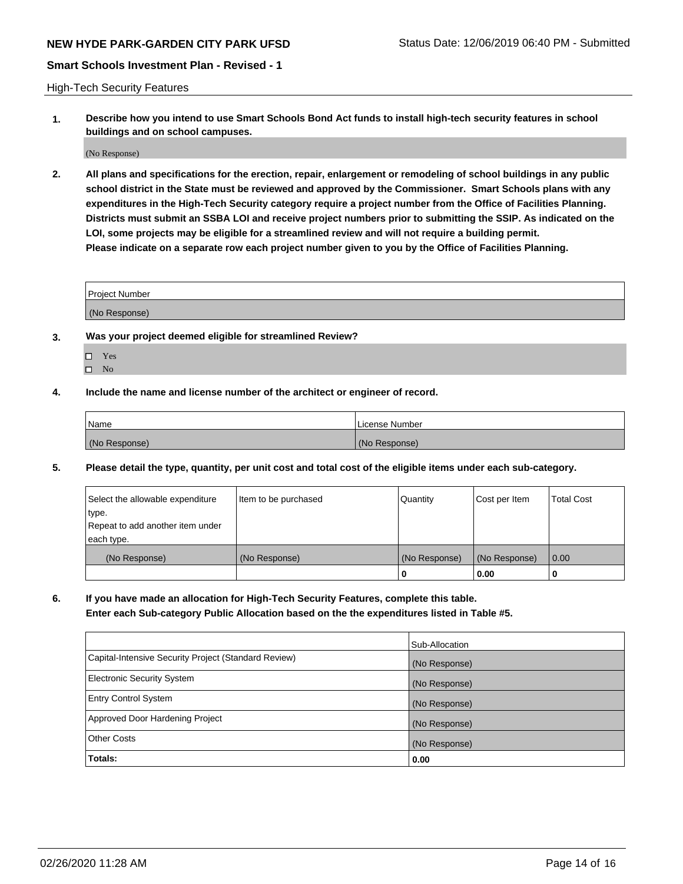High-Tech Security Features

**1. Describe how you intend to use Smart Schools Bond Act funds to install high-tech security features in school buildings and on school campuses.**

(No Response)

**2. All plans and specifications for the erection, repair, enlargement or remodeling of school buildings in any public school district in the State must be reviewed and approved by the Commissioner. Smart Schools plans with any expenditures in the High-Tech Security category require a project number from the Office of Facilities Planning. Districts must submit an SSBA LOI and receive project numbers prior to submitting the SSIP. As indicated on the LOI, some projects may be eligible for a streamlined review and will not require a building permit.**
**Please indicate on a separate row each project number given to you by the Office of Facilities Planning.**

| Project Number |
|---|
| (No Response) |

**3. Was your project deemed eligible for streamlined Review?**

- ☐ Yes
- ☐ No

**4. Include the name and license number of the architect or engineer of record.**

| Name | License Number |
|---|---|
| (No Response) | (No Response) |

**5. Please detail the type, quantity, per unit cost and total cost of the eligible items under each sub-category.**

| Select the allowable expenditure type. Repeat to add another item under each type. | Item to be purchased | Quantity | Cost per Item | Total Cost |
|---|---|---|---|---|
| (No Response) | (No Response) | (No Response) | (No Response) | 0.00 |
| | | 0 | 0.00 | 0 |

**6. If you have made an allocation for High-Tech Security Features, complete this table.**
**Enter each Sub-category Public Allocation based on the the expenditures listed in Table #5.**

| | Sub-Allocation |
|---|---|
| Capital-Intensive Security Project (Standard Review) | (No Response) |
| Electronic Security System | (No Response) |
| Entry Control System | (No Response) |
| Approved Door Hardening Project | (No Response) |
| Other Costs | (No Response) |
| **Totals:** | **0.00** |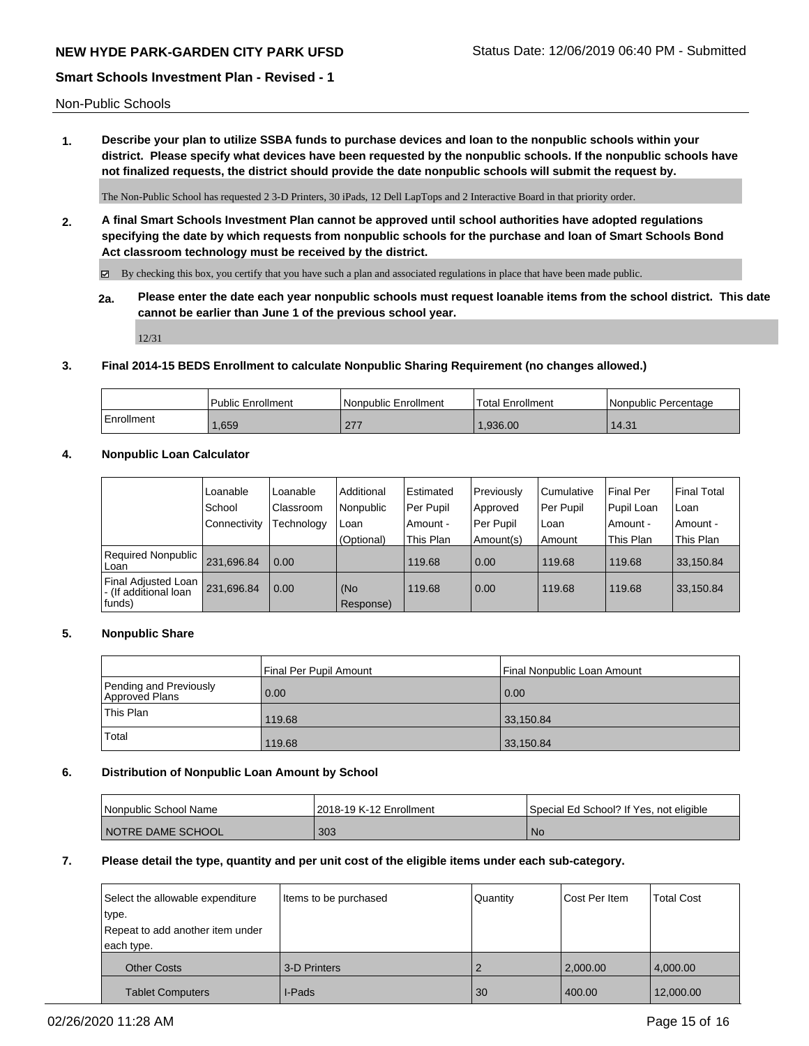Non-Public Schools

**1. Describe your plan to utilize SSBA funds to purchase devices and loan to the nonpublic schools within your district. Please specify what devices have been requested by the nonpublic schools. If the nonpublic schools have not finalized requests, the district should provide the date nonpublic schools will submit the request by.**

The Non-Public School has requested 2 3-D Printers, 30 iPads, 12 Dell LapTops and 2 Interactive Board in that priority order.

**2. A final Smart Schools Investment Plan cannot be approved until school authorities have adopted regulations specifying the date by which requests from nonpublic schools for the purchase and loan of Smart Schools Bond Act classroom technology must be received by the district.**

☑ By checking this box, you certify that you have such a plan and associated regulations in place that have been made public.

**2a. Please enter the date each year nonpublic schools must request loanable items from the school district. This date cannot be earlier than June 1 of the previous school year.**

12/31

**3. Final 2014-15 BEDS Enrollment to calculate Nonpublic Sharing Requirement (no changes allowed.)**

| | Public Enrollment | Nonpublic Enrollment | Total Enrollment | Nonpublic Percentage |
|---|---|---|---|---|
| Enrollment | 1,659 | 277 | 1,936.00 | 14.31 |

**4. Nonpublic Loan Calculator**

| | Loanable School Connectivity | Loanable Classroom Technology | Additional Nonpublic Loan (Optional) | Estimated Per Pupil Amount - This Plan | Previously Approved Per Pupil Amount(s) | Cumulative Per Pupil Loan Amount | Final Per Pupil Loan Amount - This Plan | Final Total Loan Amount - This Plan |
|---|---|---|---|---|---|---|---|---|
| Required Nonpublic Loan | 231,696.84 | 0.00 | | 119.68 | 0.00 | 119.68 | 119.68 | 33,150.84 |
| Final Adjusted Loan - (If additional loan funds) | 231,696.84 | 0.00 | (No Response) | 119.68 | 0.00 | 119.68 | 119.68 | 33,150.84 |

**5. Nonpublic Share**

| | Final Per Pupil Amount | Final Nonpublic Loan Amount |
|---|---|---|
| Pending and Previously Approved Plans | 0.00 | 0.00 |
| This Plan | 119.68 | 33,150.84 |
| Total | 119.68 | 33,150.84 |

**6. Distribution of Nonpublic Loan Amount by School**

| Nonpublic School Name | 2018-19 K-12 Enrollment | Special Ed School? If Yes, not eligible |
|---|---|---|
| NOTRE DAME SCHOOL | 303 | No |

**7. Please detail the type, quantity and per unit cost of the eligible items under each sub-category.**

| Select the allowable expenditure type. Repeat to add another item under each type. | Items to be purchased | Quantity | Cost Per Item | Total Cost |
|---|---|---|---|---|
| Other Costs | 3-D Printers | 2 | 2,000.00 | 4,000.00 |
| Tablet Computers | I-Pads | 30 | 400.00 | 12,000.00 |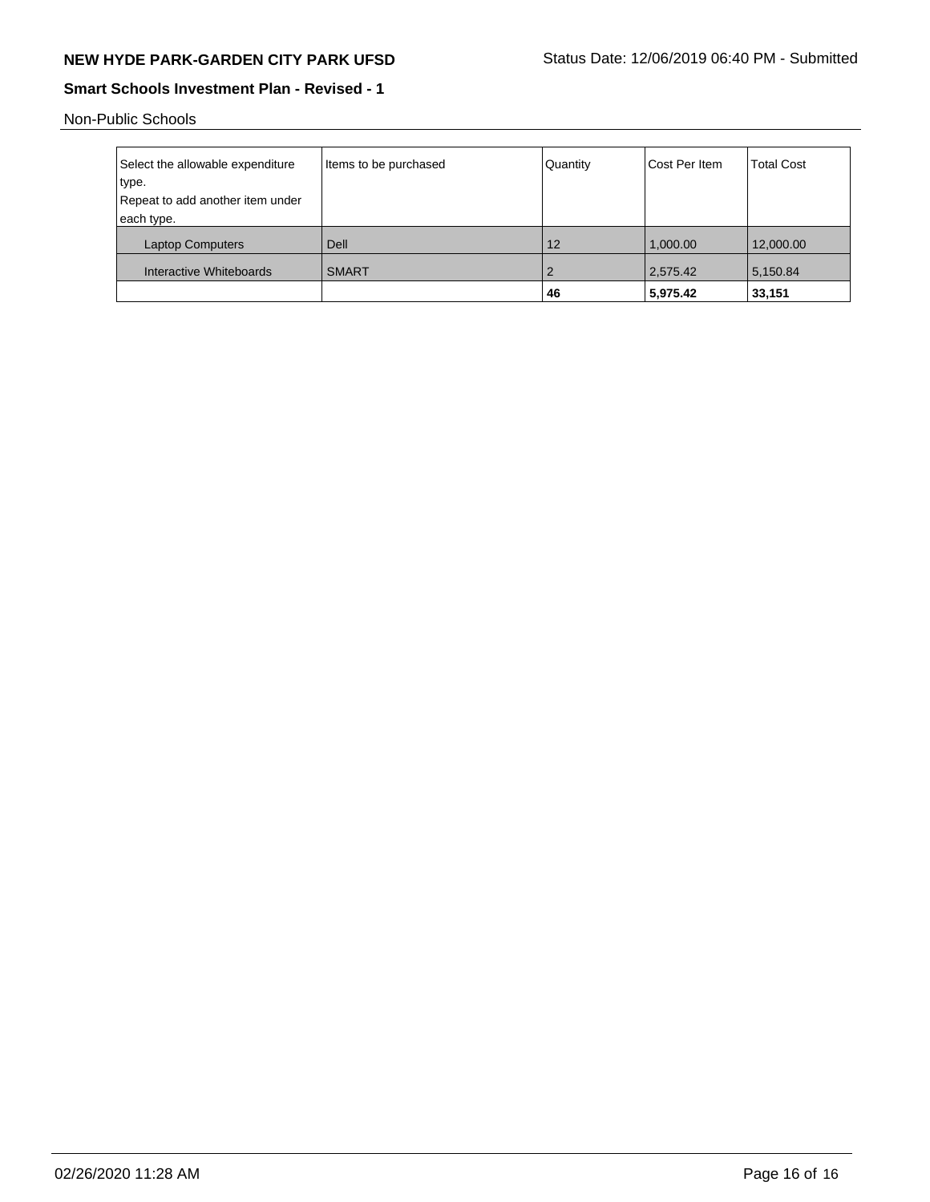Non-Public Schools

| Select the allowable expenditure type.<br>Repeat to add another item under each type. | Items to be purchased | Quantity | Cost Per Item | Total Cost |
|---|---|---|---|---|
| Laptop Computers | Dell | 12 | 1,000.00 | 12,000.00 |
| Interactive Whiteboards | SMART | 2 | 2,575.42 | 5,150.84 |
| | | **46** | **5,975.42** | **33,151** |